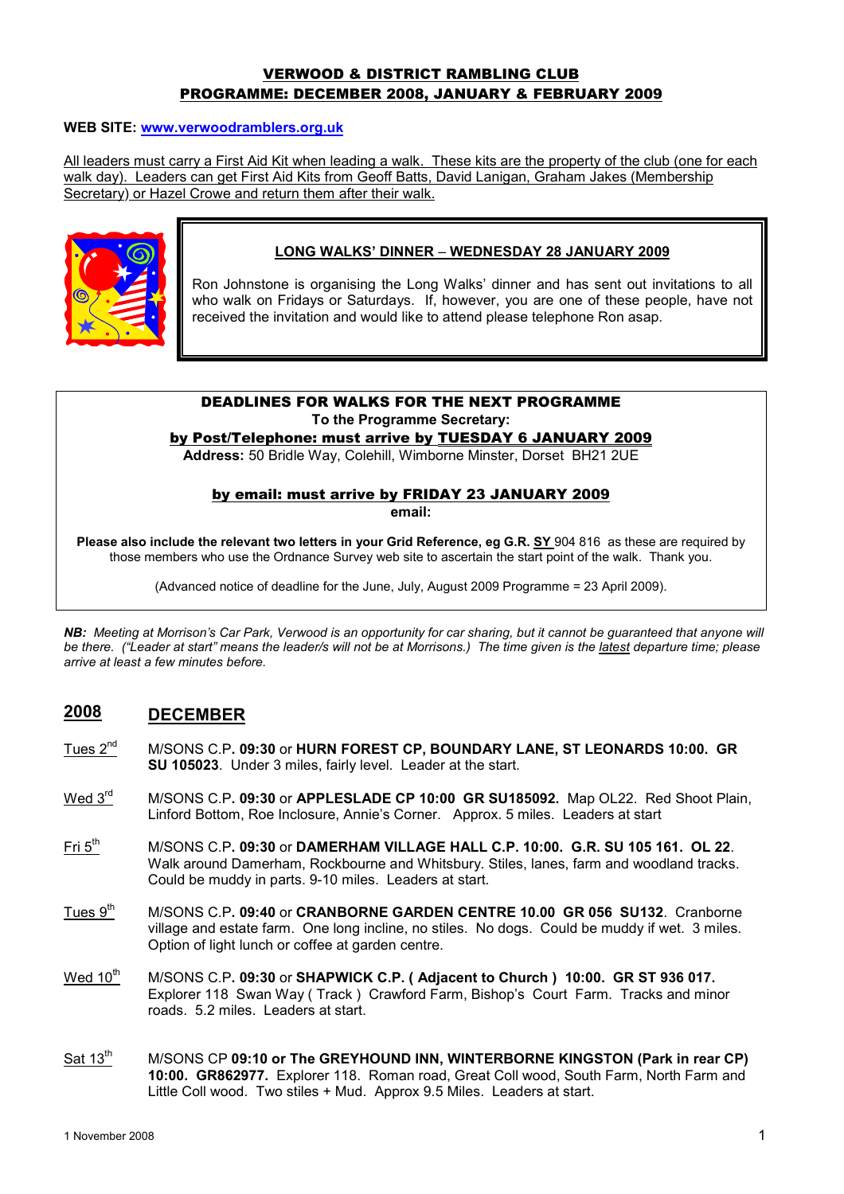## VERWOOD & DISTRICT RAMBLING CLUB
## PROGRAMME: DECEMBER 2008, JANUARY & FEBRUARY 2009

**WEB SITE: www.verwoodramblers.org.uk**

All leaders must carry a First Aid Kit when leading a walk. These kits are the property of the club (one for each walk day). Leaders can get First Aid Kits from Geoff Batts, David Lanigan, Graham Jakes (Membership Secretary) or Hazel Crowe and return them after their walk.

**LONG WALKS' DINNER – WEDNESDAY 28 JANUARY 2009**

Ron Johnstone is organising the Long Walks' dinner and has sent out invitations to all who walk on Fridays or Saturdays. If, however, you are one of these people, have not received the invitation and would like to attend please telephone Ron asap.

**DEADLINES FOR WALKS FOR THE NEXT PROGRAMME**
**To the Programme Secretary:**
**by Post/Telephone: must arrive by TUESDAY 6 JANUARY 2009**
**Address:** 50 Bridle Way, Colehill, Wimborne Minster, Dorset BH21 2UE

**by email: must arrive by FRIDAY 23 JANUARY 2009**
**email:**

**Please also include the relevant two letters in your Grid Reference, eg G.R. SY** 904 816 as these are required by those members who use the Ordnance Survey web site to ascertain the start point of the walk. Thank you.

(Advanced notice of deadline for the June, July, August 2009 Programme = 23 April 2009).

*NB: Meeting at Morrison's Car Park, Verwood is an opportunity for car sharing, but it cannot be guaranteed that anyone will be there. ("Leader at start" means the leader/s will not be at Morrisons.) The time given is the latest departure time; please arrive at least a few minutes before.*

## 2008 DECEMBER

Tues 2nd — M/SONS C.P**. 09:30** or **HURN FOREST CP, BOUNDARY LANE, ST LEONARDS 10:00. GR SU 105023**. Under 3 miles, fairly level. Leader at the start.

Wed 3rd — M/SONS C.P**. 09:30** or **APPLESLADE CP 10:00 GR SU185092.** Map OL22. Red Shoot Plain, Linford Bottom, Roe Inclosure, Annie's Corner. Approx. 5 miles. Leaders at start

Fri 5th — M/SONS C.P**. 09:30** or **DAMERHAM VILLAGE HALL C.P. 10:00. G.R. SU 105 161. OL 22**. Walk around Damerham, Rockbourne and Whitsbury. Stiles, lanes, farm and woodland tracks. Could be muddy in parts. 9-10 miles. Leaders at start.

Tues 9th — M/SONS C.P**. 09:40** or **CRANBORNE GARDEN CENTRE 10.00 GR 056 SU132**. Cranborne village and estate farm. One long incline, no stiles. No dogs. Could be muddy if wet. 3 miles. Option of light lunch or coffee at garden centre.

Wed 10th — M/SONS C.P**. 09:30** or **SHAPWICK C.P. ( Adjacent to Church ) 10:00. GR ST 936 017.** Explorer 118 Swan Way ( Track ) Crawford Farm, Bishop's Court Farm. Tracks and minor roads. 5.2 miles. Leaders at start.

Sat 13th — M/SONS CP **09:10 or The GREYHOUND INN, WINTERBORNE KINGSTON (Park in rear CP) 10:00. GR862977.** Explorer 118. Roman road, Great Coll wood, South Farm, North Farm and Little Coll wood. Two stiles + Mud. Approx 9.5 Miles. Leaders at start.

1 November 2008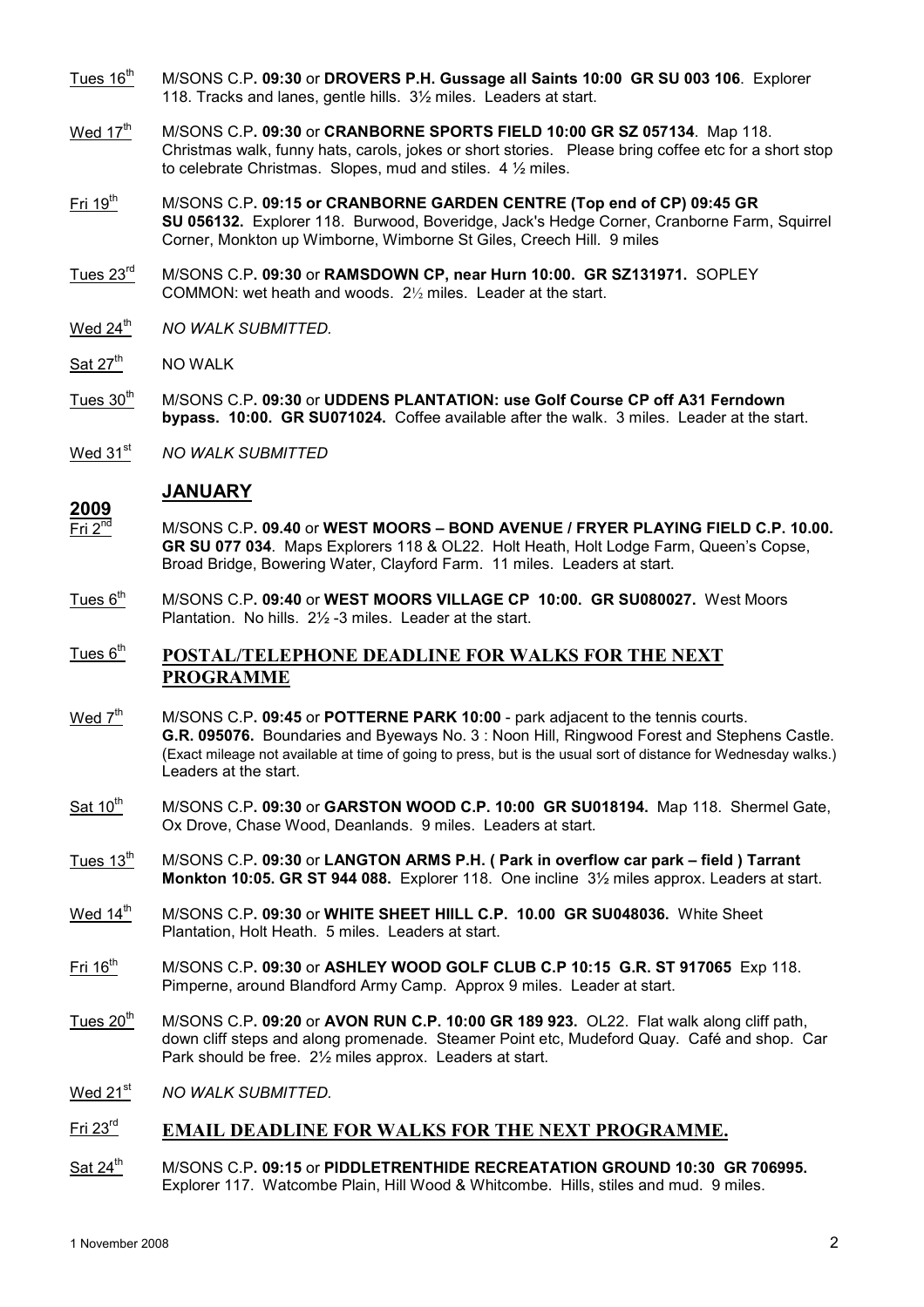Tues 16th M/SONS C.P**. 09:30** or **DROVERS P.H. Gussage all Saints 10:00 GR SU 003 106**. Explorer 118. Tracks and lanes, gentle hills. 3½ miles. Leaders at start.

Wed 17th M/SONS C.P**. 09:30** or **CRANBORNE SPORTS FIELD 10:00 GR SZ 057134**. Map 118. Christmas walk, funny hats, carols, jokes or short stories. Please bring coffee etc for a short stop to celebrate Christmas. Slopes, mud and stiles. 4 ½ miles.

Fri 19th M/SONS C.P**. 09:15 or CRANBORNE GARDEN CENTRE (Top end of CP) 09:45 GR SU 056132.** Explorer 118. Burwood, Boveridge, Jack's Hedge Corner, Cranborne Farm, Squirrel Corner, Monkton up Wimborne, Wimborne St Giles, Creech Hill. 9 miles

Tues 23rd M/SONS C.P**. 09:30** or **RAMSDOWN CP, near Hurn 10:00. GR SZ131971.** SOPLEY COMMON: wet heath and woods. 2½ miles. Leader at the start.

Wed 24th *NO WALK SUBMITTED.*

Sat 27th NO WALK

Tues 30th M/SONS C.P**. 09:30** or **UDDENS PLANTATION: use Golf Course CP off A31 Ferndown bypass. 10:00. GR SU071024.** Coffee available after the walk. 3 miles. Leader at the start.

Wed 31st *NO WALK SUBMITTED*

## JANUARY

**2009**

Fri 2nd M/SONS C.P**. 09.40** or **WEST MOORS – BOND AVENUE / FRYER PLAYING FIELD C.P. 10.00. GR SU 077 034**. Maps Explorers 118 & OL22. Holt Heath, Holt Lodge Farm, Queen's Copse, Broad Bridge, Bowering Water, Clayford Farm. 11 miles. Leaders at start.

Tues 6th M/SONS C.P**. 09:40** or **WEST MOORS VILLAGE CP 10:00. GR SU080027.** West Moors Plantation. No hills. 2½ -3 miles. Leader at the start.

Tues 6th **POSTAL/TELEPHONE DEADLINE FOR WALKS FOR THE NEXT PROGRAMME**

Wed 7th M/SONS C.P**. 09:45** or **POTTERNE PARK 10:00** - park adjacent to the tennis courts. **G.R. 095076.** Boundaries and Byeways No. 3 : Noon Hill, Ringwood Forest and Stephens Castle. (Exact mileage not available at time of going to press, but is the usual sort of distance for Wednesday walks.) Leaders at the start.

Sat 10th M/SONS C.P**. 09:30** or **GARSTON WOOD C.P. 10:00 GR SU018194.** Map 118. Shermel Gate, Ox Drove, Chase Wood, Deanlands. 9 miles. Leaders at start.

Tues 13th M/SONS C.P**. 09:30** or **LANGTON ARMS P.H. ( Park in overflow car park – field ) Tarrant Monkton 10:05. GR ST 944 088.** Explorer 118. One incline 3½ miles approx. Leaders at start.

Wed 14th M/SONS C.P**. 09:30** or **WHITE SHEET HIILL C.P. 10.00 GR SU048036.** White Sheet Plantation, Holt Heath. 5 miles. Leaders at start.

Fri 16th M/SONS C.P**. 09:30** or **ASHLEY WOOD GOLF CLUB C.P 10:15 G.R. ST 917065** Exp 118. Pimperne, around Blandford Army Camp. Approx 9 miles. Leader at start.

Tues 20th M/SONS C.P**. 09:20** or **AVON RUN C.P. 10:00 GR 189 923.** OL22. Flat walk along cliff path, down cliff steps and along promenade. Steamer Point etc, Mudeford Quay. Café and shop. Car Park should be free. 2½ miles approx. Leaders at start.

Wed 21st *NO WALK SUBMITTED.*

Fri 23rd **EMAIL DEADLINE FOR WALKS FOR THE NEXT PROGRAMME.**

Sat 24th M/SONS C.P**. 09:15** or **PIDDLETRENTHIDE RECREATATION GROUND 10:30 GR 706995.** Explorer 117. Watcombe Plain, Hill Wood & Whitcombe. Hills, stiles and mud. 9 miles.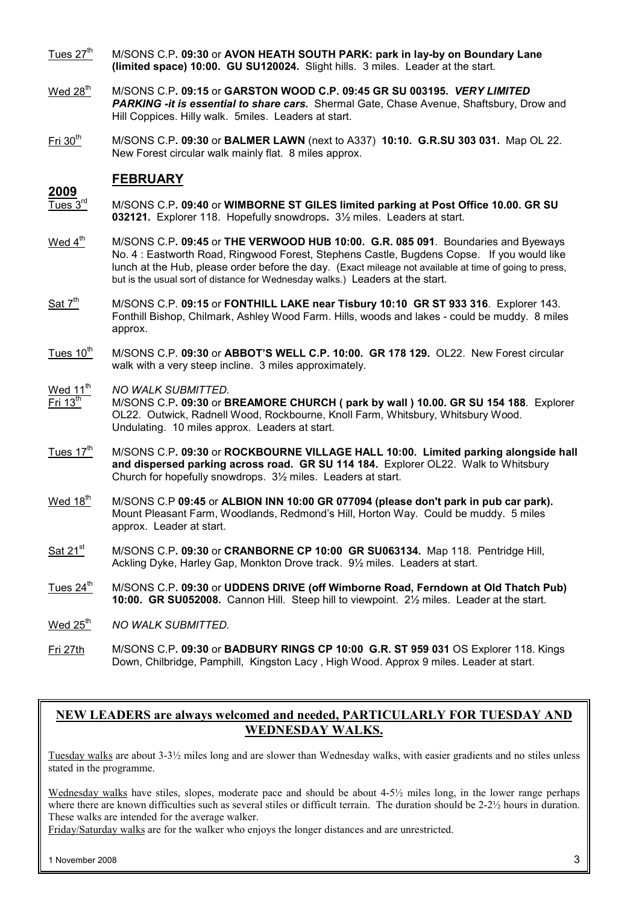Tues 27th M/SONS C.P**. 09:30** or **AVON HEATH SOUTH PARK: park in lay-by on Boundary Lane (limited space) 10:00. GU SU120024.** Slight hills. 3 miles. Leader at the start.

Wed 28th M/SONS C.P**. 09:15** or **GARSTON WOOD C.P. 09:45 GR SU 003195.** ***VERY LIMITED PARKING -it is essential to share cars.*** Shermal Gate, Chase Avenue, Shaftsbury, Drow and Hill Coppices. Hilly walk. 5miles. Leaders at start.

Fri 30th M/SONS C.P**. 09:30** or **BALMER LAWN** (next to A337) **10:10. G.R.SU 303 031.** Map OL 22. New Forest circular walk mainly flat. 8 miles approx.

## FEBRUARY

**2009**

Tues 3rd M/SONS C.P**. 09:40** or **WIMBORNE ST GILES limited parking at Post Office 10.00. GR SU 032121.** Explorer 118. Hopefully snowdrops**.** 3½ miles. Leaders at start.

Wed 4th M/SONS C.P**. 09:45** or **THE VERWOOD HUB 10:00. G.R. 085 091**. Boundaries and Byeways No. 4 : Eastworth Road, Ringwood Forest, Stephens Castle, Bugdens Copse. If you would like lunch at the Hub, please order before the day. (Exact mileage not available at time of going to press, but is the usual sort of distance for Wednesday walks.) Leaders at the start.

Sat 7th M/SONS C.P. **09:15** or **FONTHILL LAKE near Tisbury 10:10 GR ST 933 316**. Explorer 143. Fonthill Bishop, Chilmark, Ashley Wood Farm. Hills, woods and lakes - could be muddy. 8 miles approx.

Tues 10th M/SONS C.P. **09:30** or **ABBOT'S WELL C.P. 10:00. GR 178 129.** OL22. New Forest circular walk with a very steep incline. 3 miles approximately.

Wed 11th *NO WALK SUBMITTED.*

Fri 13th M/SONS C.P**. 09:30** or **BREAMORE CHURCH ( park by wall ) 10.00. GR SU 154 188**. Explorer OL22. Outwick, Radnell Wood, Rockbourne, Knoll Farm, Whitsbury, Whitsbury Wood. Undulating. 10 miles approx. Leaders at start.

Tues 17th M/SONS C.P**. 09:30** or **ROCKBOURNE VILLAGE HALL 10:00. Limited parking alongside hall and dispersed parking across road. GR SU 114 184.** Explorer OL22. Walk to Whitsbury Church for hopefully snowdrops. 3½ miles. Leaders at start.

Wed 18th M/SONS C.P **09:45** or **ALBION INN 10:00 GR 077094 (please don't park in pub car park).** Mount Pleasant Farm, Woodlands, Redmond's Hill, Horton Way. Could be muddy. 5 miles approx. Leader at start.

Sat 21st M/SONS C.P**. 09:30** or **CRANBORNE CP 10:00 GR SU063134.** Map 118. Pentridge Hill, Ackling Dyke, Harley Gap, Monkton Drove track. 9½ miles. Leaders at start.

Tues 24th M/SONS C.P**. 09:30** or **UDDENS DRIVE (off Wimborne Road, Ferndown at Old Thatch Pub) 10:00. GR SU052008.** Cannon Hill. Steep hill to viewpoint. 2½ miles. Leader at the start.

Wed 25th *NO WALK SUBMITTED.*

Fri 27th M/SONS C.P**. 09:30** or **BADBURY RINGS CP 10:00 G.R. ST 959 031** OS Explorer 118. Kings Down, Chilbridge, Pamphill, Kingston Lacy , High Wood. Approx 9 miles. Leader at start.

**NEW LEADERS are always welcomed and needed, PARTICULARLY FOR TUESDAY AND WEDNESDAY WALKS.**

Tuesday walks are about 3-3½ miles long and are slower than Wednesday walks, with easier gradients and no stiles unless stated in the programme.

Wednesday walks have stiles, slopes, moderate pace and should be about 4-5½ miles long, in the lower range perhaps where there are known difficulties such as several stiles or difficult terrain. The duration should be 2-2½ hours in duration. These walks are intended for the average walker.

Friday/Saturday walks are for the walker who enjoys the longer distances and are unrestricted.

1 November 2008